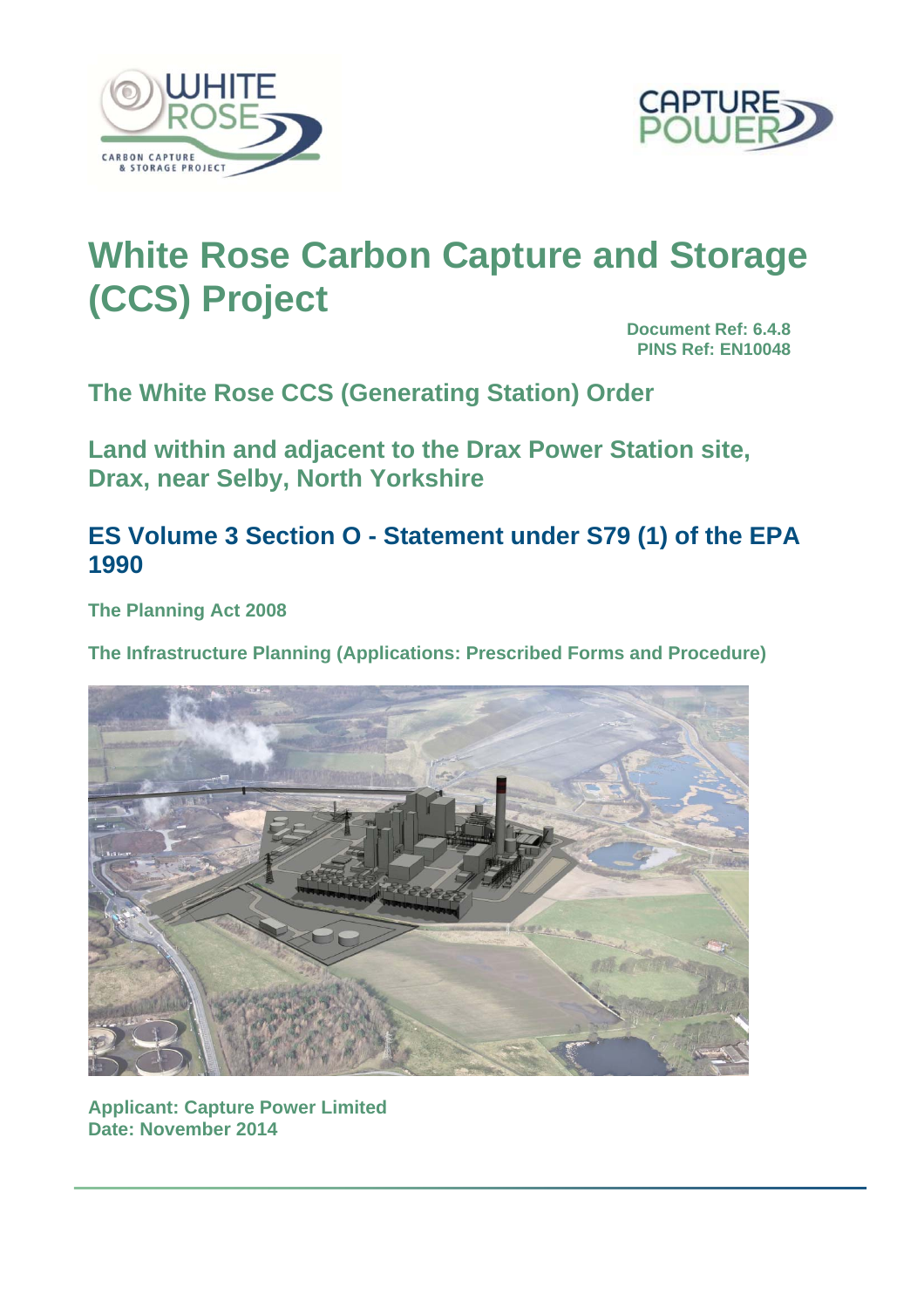# White Rose Carbon Capture and Storage (CCS) Project

**Document Ref: 6.4.8**
**PINS Ref: EN10048**

## The White Rose CCS (Generating Station) Order

## Land within and adjacent to the Drax Power Station site, Drax, near Selby, North Yorkshire

## ES Volume 3 Section O - Statement under S79 (1) of the EPA 1990

**The Planning Act 2008**

**The Infrastructure Planning (Applications: Prescribed Forms and Procedure)**

**Applicant: Capture Power Limited**
**Date: November 2014**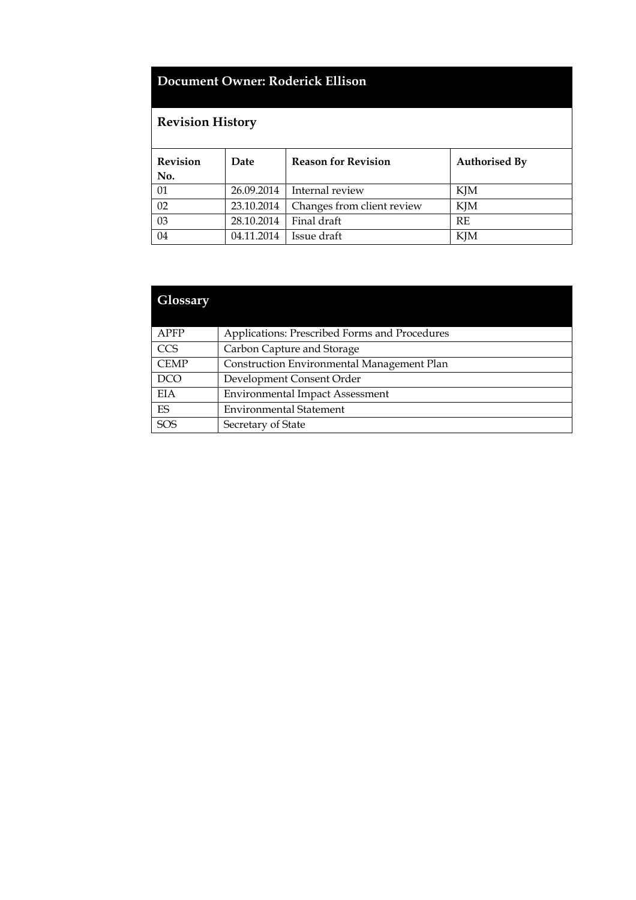## Document Owner: Roderick Ellison

### Revision History

| Revision No. | Date | Reason for Revision | Authorised By |
|---|---|---|---|
| 01 | 26.09.2014 | Internal review | KJM |
| 02 | 23.10.2014 | Changes from client review | KJM |
| 03 | 28.10.2014 | Final draft | RE |
| 04 | 04.11.2014 | Issue draft | KJM |

## Glossary

| | |
|---|---|
| APFP | Applications: Prescribed Forms and Procedures |
| CCS | Carbon Capture and Storage |
| CEMP | Construction Environmental Management Plan |
| DCO | Development Consent Order |
| EIA | Environmental Impact Assessment |
| ES | Environmental Statement |
| SOS | Secretary of State |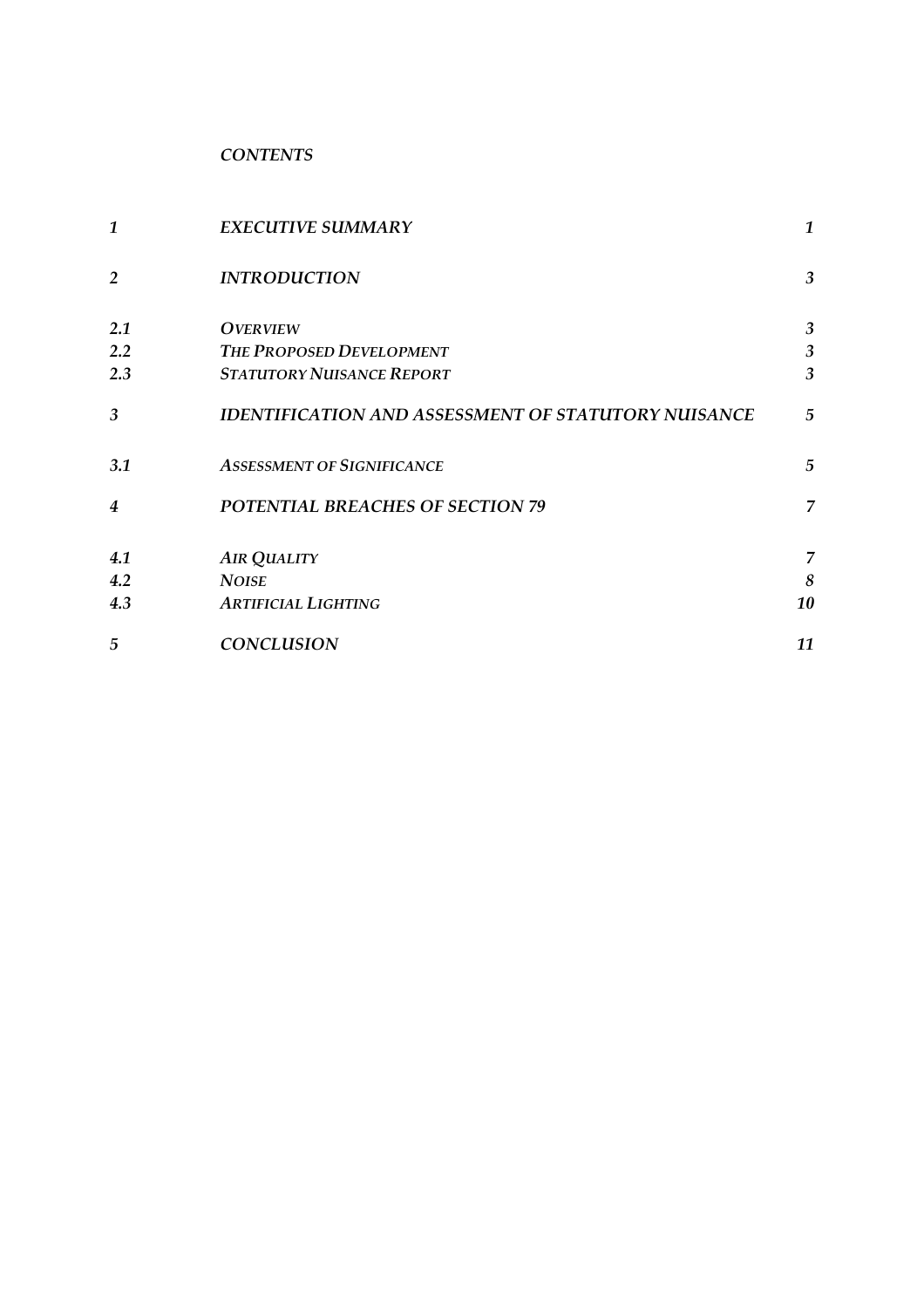*CONTENTS*

| | | |
|---|---|---|
| *1* | *EXECUTIVE SUMMARY* | *1* |
| *2* | *INTRODUCTION* | *3* |
| *2.1* | *OVERVIEW* | *3* |
| *2.2* | *THE PROPOSED DEVELOPMENT* | *3* |
| *2.3* | *STATUTORY NUISANCE REPORT* | *3* |
| *3* | *IDENTIFICATION AND ASSESSMENT OF STATUTORY NUISANCE* | *5* |
| *3.1* | *ASSESSMENT OF SIGNIFICANCE* | *5* |
| *4* | *POTENTIAL BREACHES OF SECTION 79* | *7* |
| *4.1* | *AIR QUALITY* | *7* |
| *4.2* | *NOISE* | *8* |
| *4.3* | *ARTIFICIAL LIGHTING* | *10* |
| *5* | *CONCLUSION* | *11* |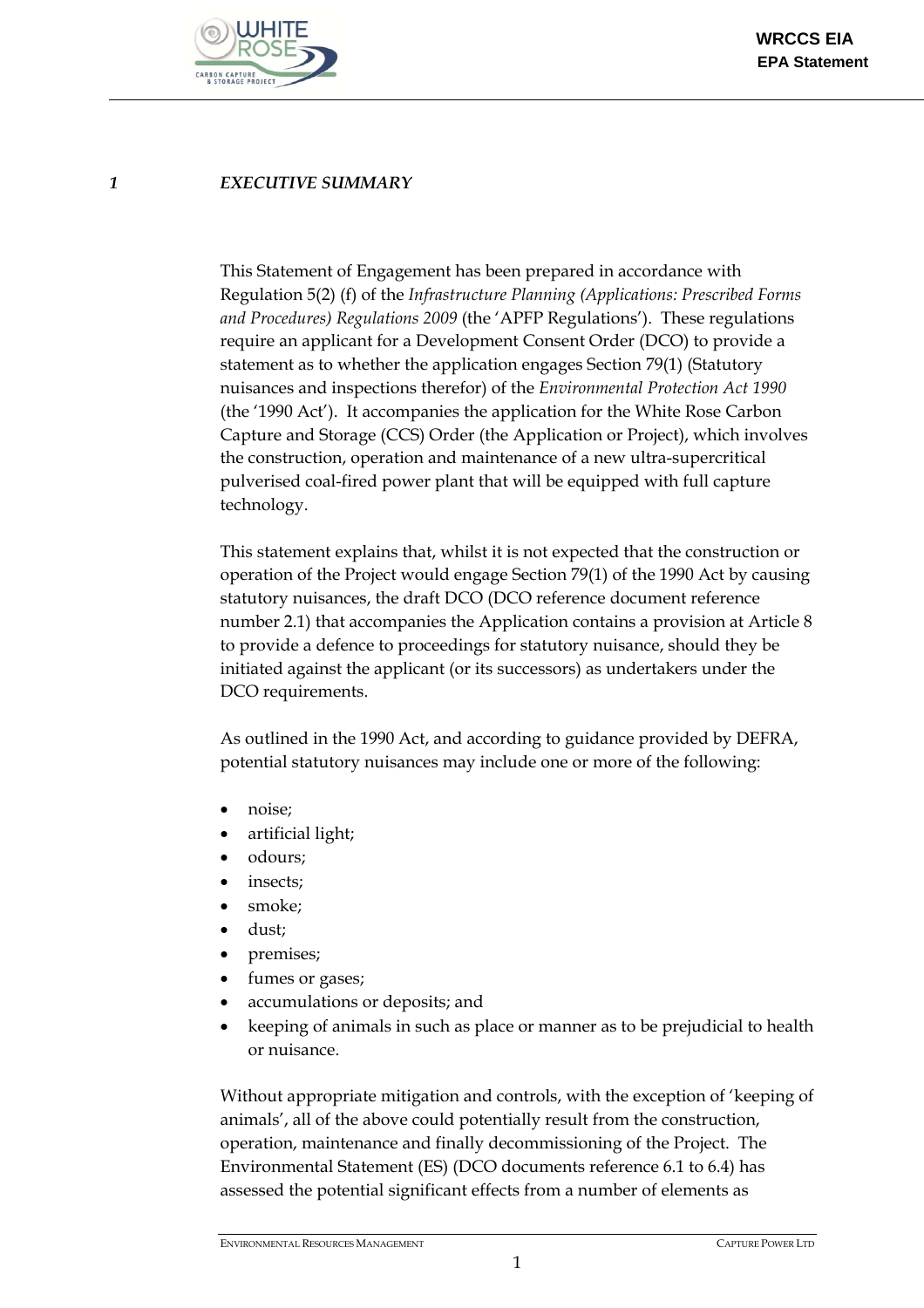# 1 EXECUTIVE SUMMARY

This Statement of Engagement has been prepared in accordance with Regulation 5(2) (f) of the *Infrastructure Planning (Applications: Prescribed Forms and Procedures) Regulations 2009* (the 'APFP Regulations'). These regulations require an applicant for a Development Consent Order (DCO) to provide a statement as to whether the application engages Section 79(1) (Statutory nuisances and inspections therefor) of the *Environmental Protection Act 1990* (the '1990 Act'). It accompanies the application for the White Rose Carbon Capture and Storage (CCS) Order (the Application or Project), which involves the construction, operation and maintenance of a new ultra-supercritical pulverised coal-fired power plant that will be equipped with full capture technology.

This statement explains that, whilst it is not expected that the construction or operation of the Project would engage Section 79(1) of the 1990 Act by causing statutory nuisances, the draft DCO (DCO reference document reference number 2.1) that accompanies the Application contains a provision at Article 8 to provide a defence to proceedings for statutory nuisance, should they be initiated against the applicant (or its successors) as undertakers under the DCO requirements.

As outlined in the 1990 Act, and according to guidance provided by DEFRA, potential statutory nuisances may include one or more of the following:

- noise;
- artificial light;
- odours;
- insects;
- smoke;
- dust;
- premises;
- fumes or gases;
- accumulations or deposits; and
- keeping of animals in such as place or manner as to be prejudicial to health or nuisance.

Without appropriate mitigation and controls, with the exception of 'keeping of animals', all of the above could potentially result from the construction, operation, maintenance and finally decommissioning of the Project. The Environmental Statement (ES) (DCO documents reference 6.1 to 6.4) has assessed the potential significant effects from a number of elements as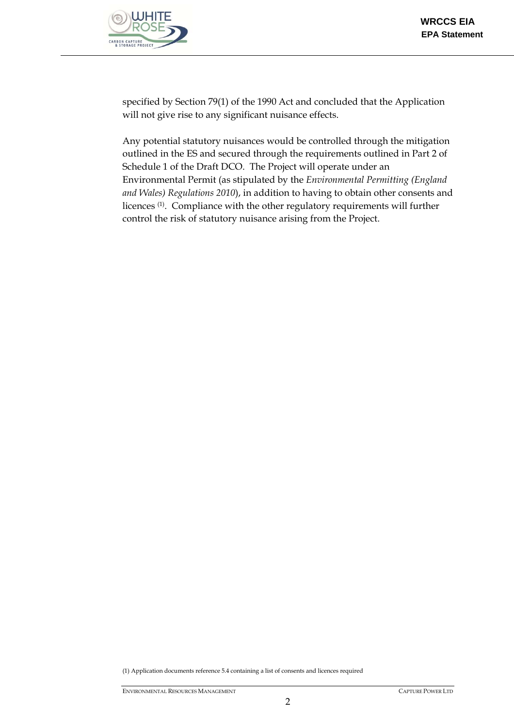specified by Section 79(1) of the 1990 Act and concluded that the Application will not give rise to any significant nuisance effects.

Any potential statutory nuisances would be controlled through the mitigation outlined in the ES and secured through the requirements outlined in Part 2 of Schedule 1 of the Draft DCO. The Project will operate under an Environmental Permit (as stipulated by the *Environmental Permitting (England and Wales) Regulations 2010*), in addition to having to obtain other consents and licences [1]. Compliance with the other regulatory requirements will further control the risk of statutory nuisance arising from the Project.

(1) Application documents reference 5.4 containing a list of consents and licences required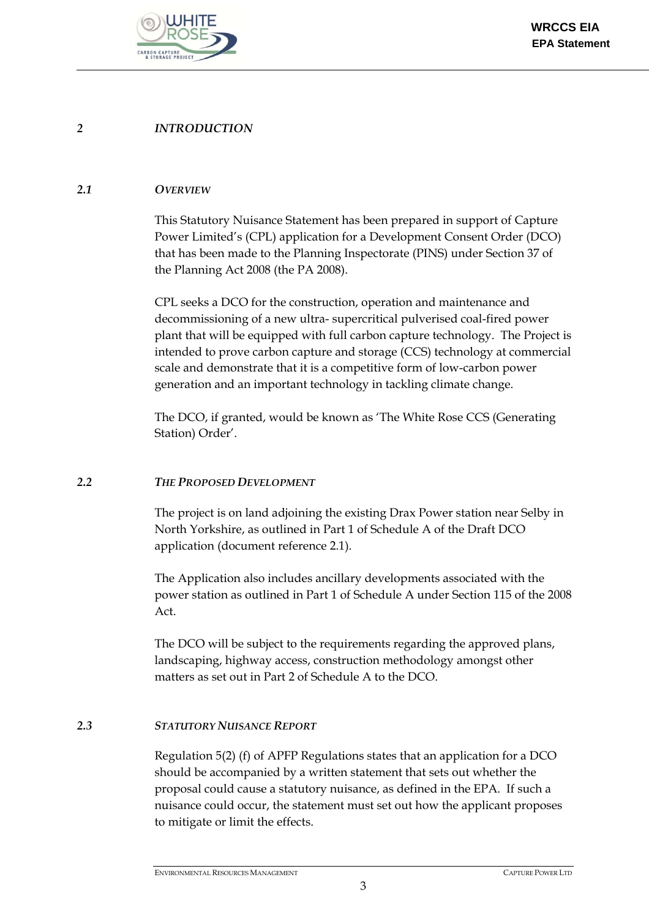# 2 INTRODUCTION

## 2.1 OVERVIEW

This Statutory Nuisance Statement has been prepared in support of Capture Power Limited's (CPL) application for a Development Consent Order (DCO) that has been made to the Planning Inspectorate (PINS) under Section 37 of the Planning Act 2008 (the PA 2008).

CPL seeks a DCO for the construction, operation and maintenance and decommissioning of a new ultra- supercritical pulverised coal-fired power plant that will be equipped with full carbon capture technology. The Project is intended to prove carbon capture and storage (CCS) technology at commercial scale and demonstrate that it is a competitive form of low-carbon power generation and an important technology in tackling climate change.

The DCO, if granted, would be known as 'The White Rose CCS (Generating Station) Order'.

## 2.2 THE PROPOSED DEVELOPMENT

The project is on land adjoining the existing Drax Power station near Selby in North Yorkshire, as outlined in Part 1 of Schedule A of the Draft DCO application (document reference 2.1).

The Application also includes ancillary developments associated with the power station as outlined in Part 1 of Schedule A under Section 115 of the 2008 Act.

The DCO will be subject to the requirements regarding the approved plans, landscaping, highway access, construction methodology amongst other matters as set out in Part 2 of Schedule A to the DCO.

## 2.3 STATUTORY NUISANCE REPORT

Regulation 5(2) (f) of APFP Regulations states that an application for a DCO should be accompanied by a written statement that sets out whether the proposal could cause a statutory nuisance, as defined in the EPA. If such a nuisance could occur, the statement must set out how the applicant proposes to mitigate or limit the effects.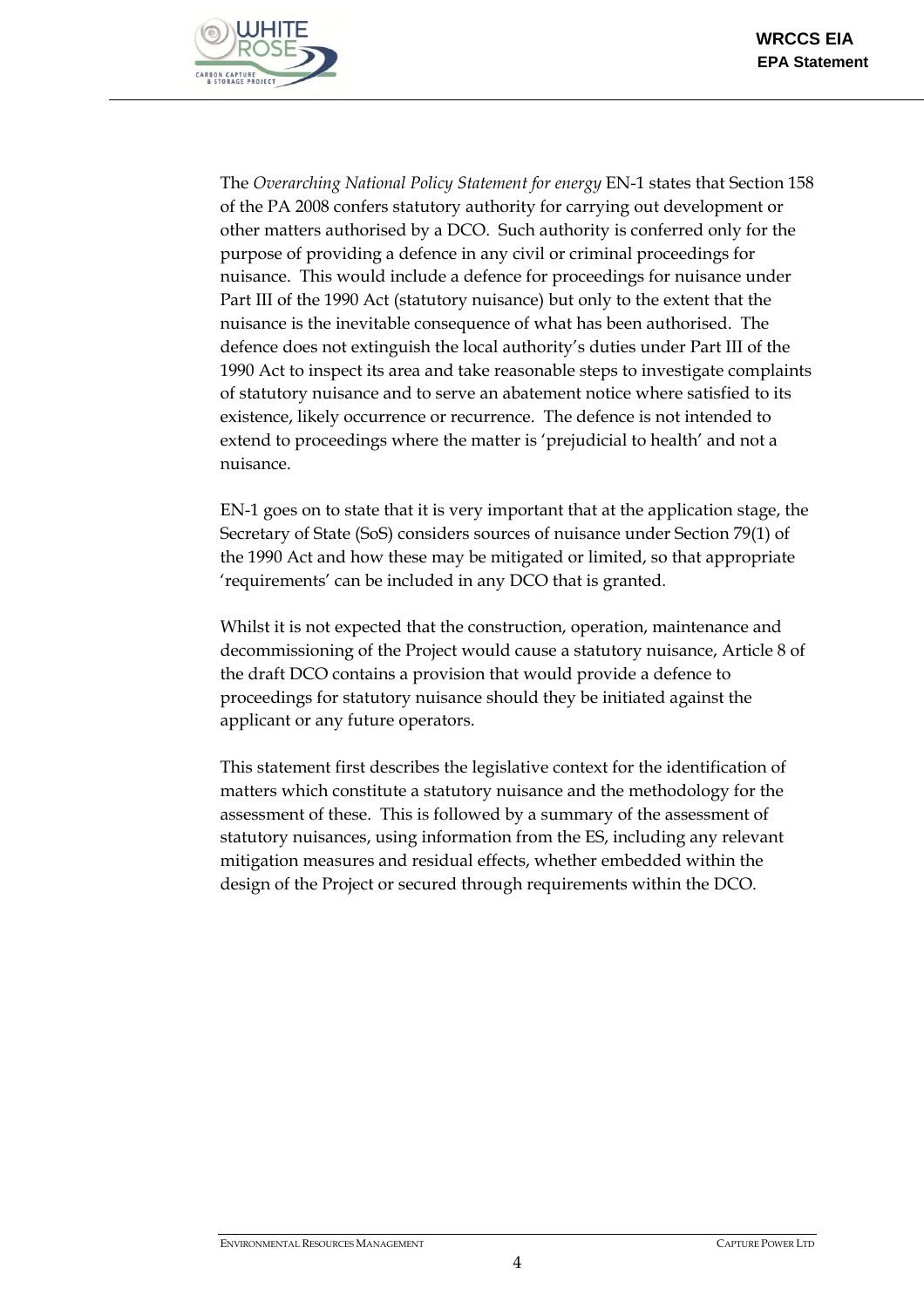The *Overarching National Policy Statement for energy* EN-1 states that Section 158 of the PA 2008 confers statutory authority for carrying out development or other matters authorised by a DCO. Such authority is conferred only for the purpose of providing a defence in any civil or criminal proceedings for nuisance. This would include a defence for proceedings for nuisance under Part III of the 1990 Act (statutory nuisance) but only to the extent that the nuisance is the inevitable consequence of what has been authorised. The defence does not extinguish the local authority's duties under Part III of the 1990 Act to inspect its area and take reasonable steps to investigate complaints of statutory nuisance and to serve an abatement notice where satisfied to its existence, likely occurrence or recurrence. The defence is not intended to extend to proceedings where the matter is 'prejudicial to health' and not a nuisance.

EN-1 goes on to state that it is very important that at the application stage, the Secretary of State (SoS) considers sources of nuisance under Section 79(1) of the 1990 Act and how these may be mitigated or limited, so that appropriate 'requirements' can be included in any DCO that is granted.

Whilst it is not expected that the construction, operation, maintenance and decommissioning of the Project would cause a statutory nuisance, Article 8 of the draft DCO contains a provision that would provide a defence to proceedings for statutory nuisance should they be initiated against the applicant or any future operators.

This statement first describes the legislative context for the identification of matters which constitute a statutory nuisance and the methodology for the assessment of these. This is followed by a summary of the assessment of statutory nuisances, using information from the ES, including any relevant mitigation measures and residual effects, whether embedded within the design of the Project or secured through requirements within the DCO.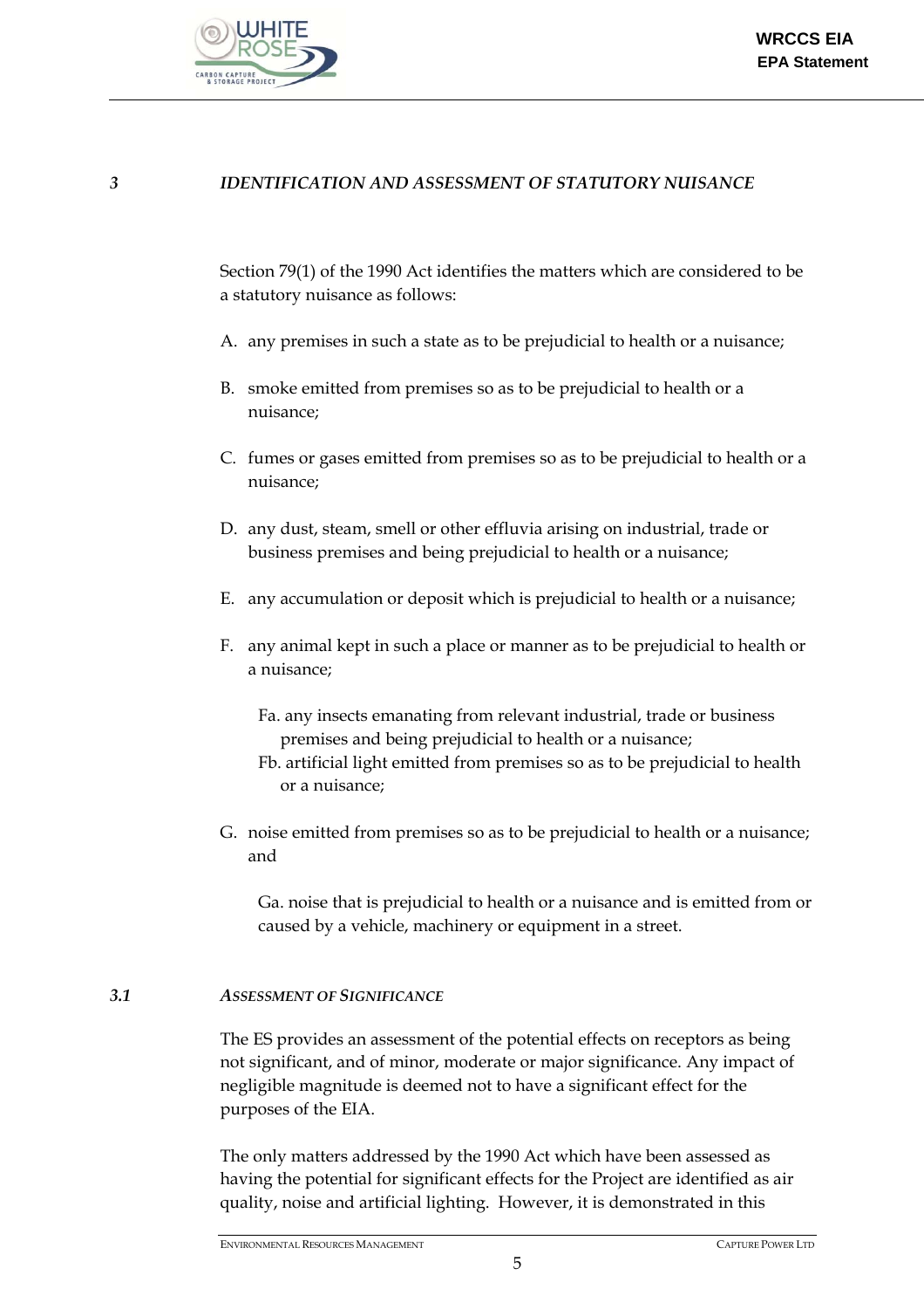## 3 *IDENTIFICATION AND ASSESSMENT OF STATUTORY NUISANCE*

Section 79(1) of the 1990 Act identifies the matters which are considered to be a statutory nuisance as follows:

A. any premises in such a state as to be prejudicial to health or a nuisance;

B. smoke emitted from premises so as to be prejudicial to health or a nuisance;

C. fumes or gases emitted from premises so as to be prejudicial to health or a nuisance;

D. any dust, steam, smell or other effluvia arising on industrial, trade or business premises and being prejudicial to health or a nuisance;

E. any accumulation or deposit which is prejudicial to health or a nuisance;

F. any animal kept in such a place or manner as to be prejudicial to health or a nuisance;

   Fa. any insects emanating from relevant industrial, trade or business premises and being prejudicial to health or a nuisance;

   Fb. artificial light emitted from premises so as to be prejudicial to health or a nuisance;

G. noise emitted from premises so as to be prejudicial to health or a nuisance; and

   Ga. noise that is prejudicial to health or a nuisance and is emitted from or caused by a vehicle, machinery or equipment in a street.

### 3.1 *ASSESSMENT OF SIGNIFICANCE*

The ES provides an assessment of the potential effects on receptors as being not significant, and of minor, moderate or major significance. Any impact of negligible magnitude is deemed not to have a significant effect for the purposes of the EIA.

The only matters addressed by the 1990 Act which have been assessed as having the potential for significant effects for the Project are identified as air quality, noise and artificial lighting. However, it is demonstrated in this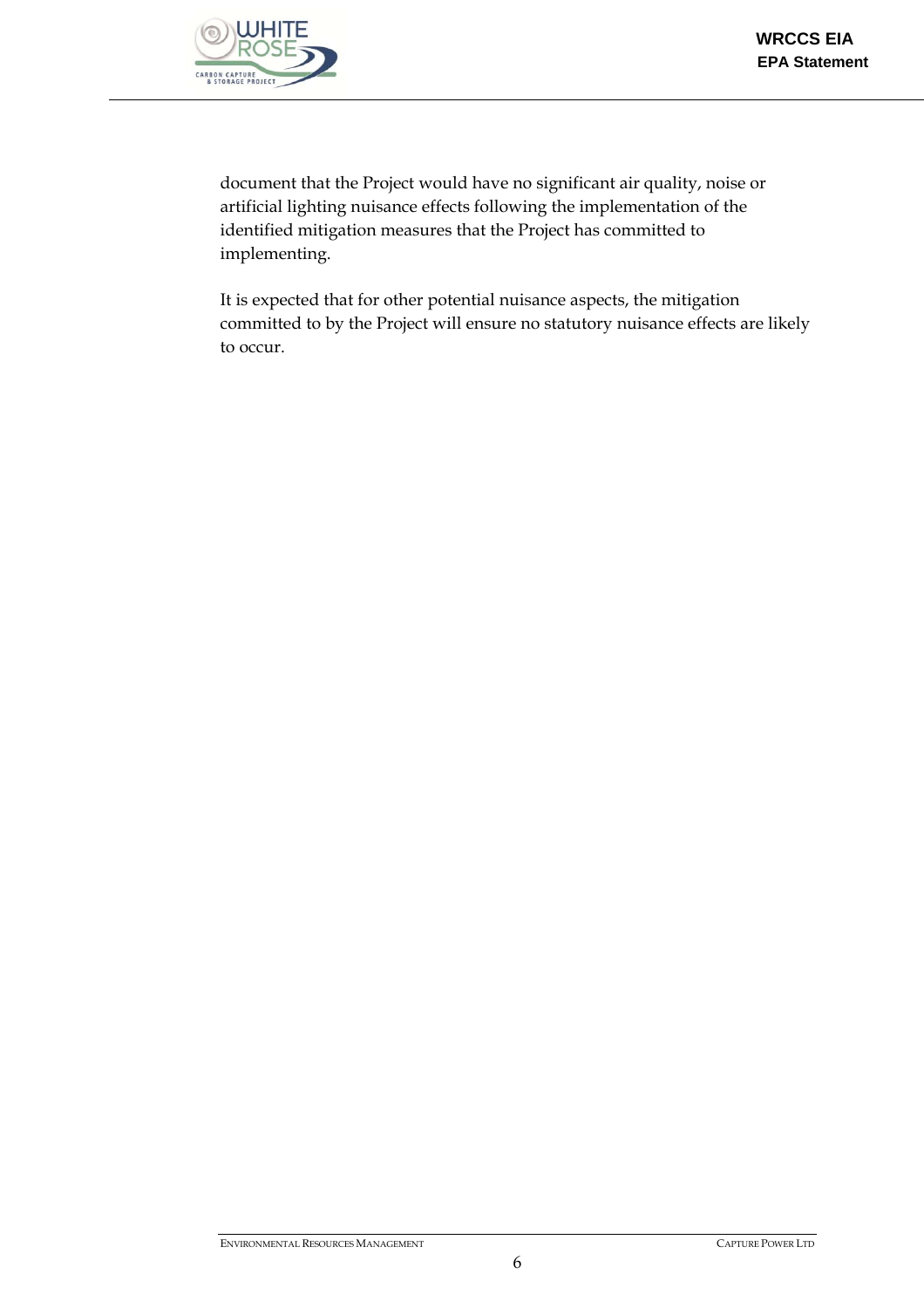document that the Project would have no significant air quality, noise or artificial lighting nuisance effects following the implementation of the identified mitigation measures that the Project has committed to implementing.

It is expected that for other potential nuisance aspects, the mitigation committed to by the Project will ensure no statutory nuisance effects are likely to occur.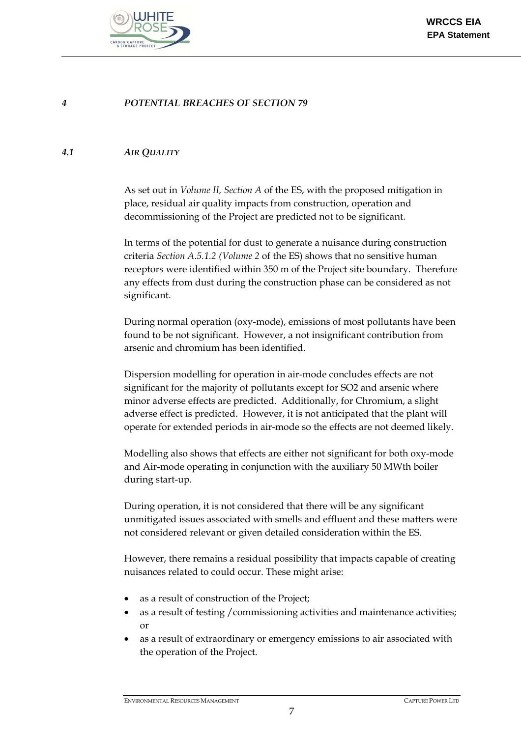## *4 POTENTIAL BREACHES OF SECTION 79*

### *4.1 AIR QUALITY*

As set out in *Volume II, Section A* of the ES, with the proposed mitigation in place, residual air quality impacts from construction, operation and decommissioning of the Project are predicted not to be significant.

In terms of the potential for dust to generate a nuisance during construction criteria *Section A.5.1.2 (Volume 2* of the ES) shows that no sensitive human receptors were identified within 350 m of the Project site boundary. Therefore any effects from dust during the construction phase can be considered as not significant.

During normal operation (oxy-mode), emissions of most pollutants have been found to be not significant. However, a not insignificant contribution from arsenic and chromium has been identified.

Dispersion modelling for operation in air-mode concludes effects are not significant for the majority of pollutants except for SO2 and arsenic where minor adverse effects are predicted. Additionally, for Chromium, a slight adverse effect is predicted. However, it is not anticipated that the plant will operate for extended periods in air-mode so the effects are not deemed likely.

Modelling also shows that effects are either not significant for both oxy-mode and Air-mode operating in conjunction with the auxiliary 50 MWth boiler during start-up.

During operation, it is not considered that there will be any significant unmitigated issues associated with smells and effluent and these matters were not considered relevant or given detailed consideration within the ES.

However, there remains a residual possibility that impacts capable of creating nuisances related to could occur. These might arise:

- as a result of construction of the Project;
- as a result of testing /commissioning activities and maintenance activities; or
- as a result of extraordinary or emergency emissions to air associated with the operation of the Project.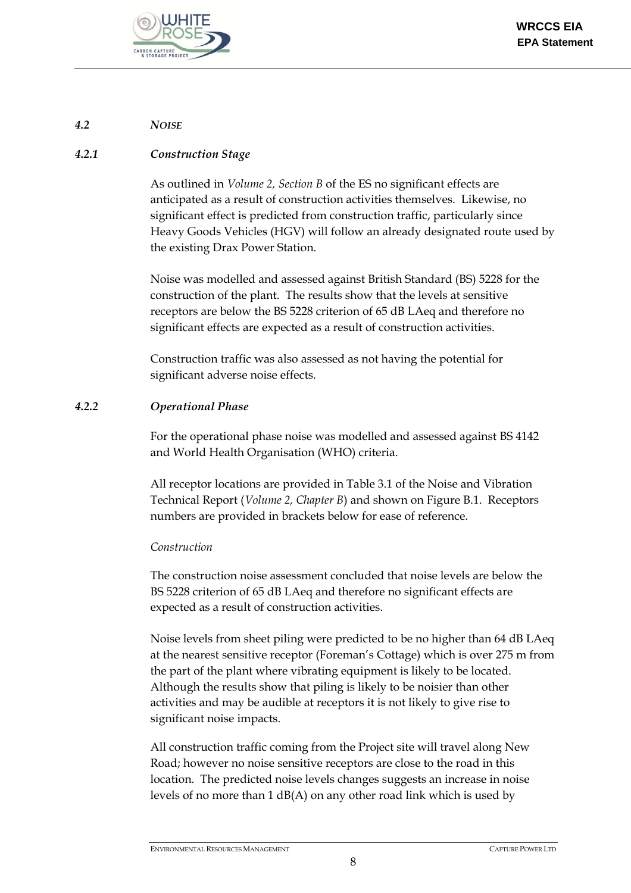## 4.2 *NOISE*

### 4.2.1 *Construction Stage*

As outlined in *Volume 2, Section B* of the ES no significant effects are anticipated as a result of construction activities themselves. Likewise, no significant effect is predicted from construction traffic, particularly since Heavy Goods Vehicles (HGV) will follow an already designated route used by the existing Drax Power Station.

Noise was modelled and assessed against British Standard (BS) 5228 for the construction of the plant. The results show that the levels at sensitive receptors are below the BS 5228 criterion of 65 dB LAeq and therefore no significant effects are expected as a result of construction activities.

Construction traffic was also assessed as not having the potential for significant adverse noise effects.

### 4.2.2 *Operational Phase*

For the operational phase noise was modelled and assessed against BS 4142 and World Health Organisation (WHO) criteria.

All receptor locations are provided in Table 3.1 of the Noise and Vibration Technical Report (*Volume 2, Chapter B*) and shown on Figure B.1. Receptors numbers are provided in brackets below for ease of reference.

*Construction*

The construction noise assessment concluded that noise levels are below the BS 5228 criterion of 65 dB LAeq and therefore no significant effects are expected as a result of construction activities.

Noise levels from sheet piling were predicted to be no higher than 64 dB LAeq at the nearest sensitive receptor (Foreman's Cottage) which is over 275 m from the part of the plant where vibrating equipment is likely to be located. Although the results show that piling is likely to be noisier than other activities and may be audible at receptors it is not likely to give rise to significant noise impacts.

All construction traffic coming from the Project site will travel along New Road; however no noise sensitive receptors are close to the road in this location. The predicted noise levels changes suggests an increase in noise levels of no more than 1 dB(A) on any other road link which is used by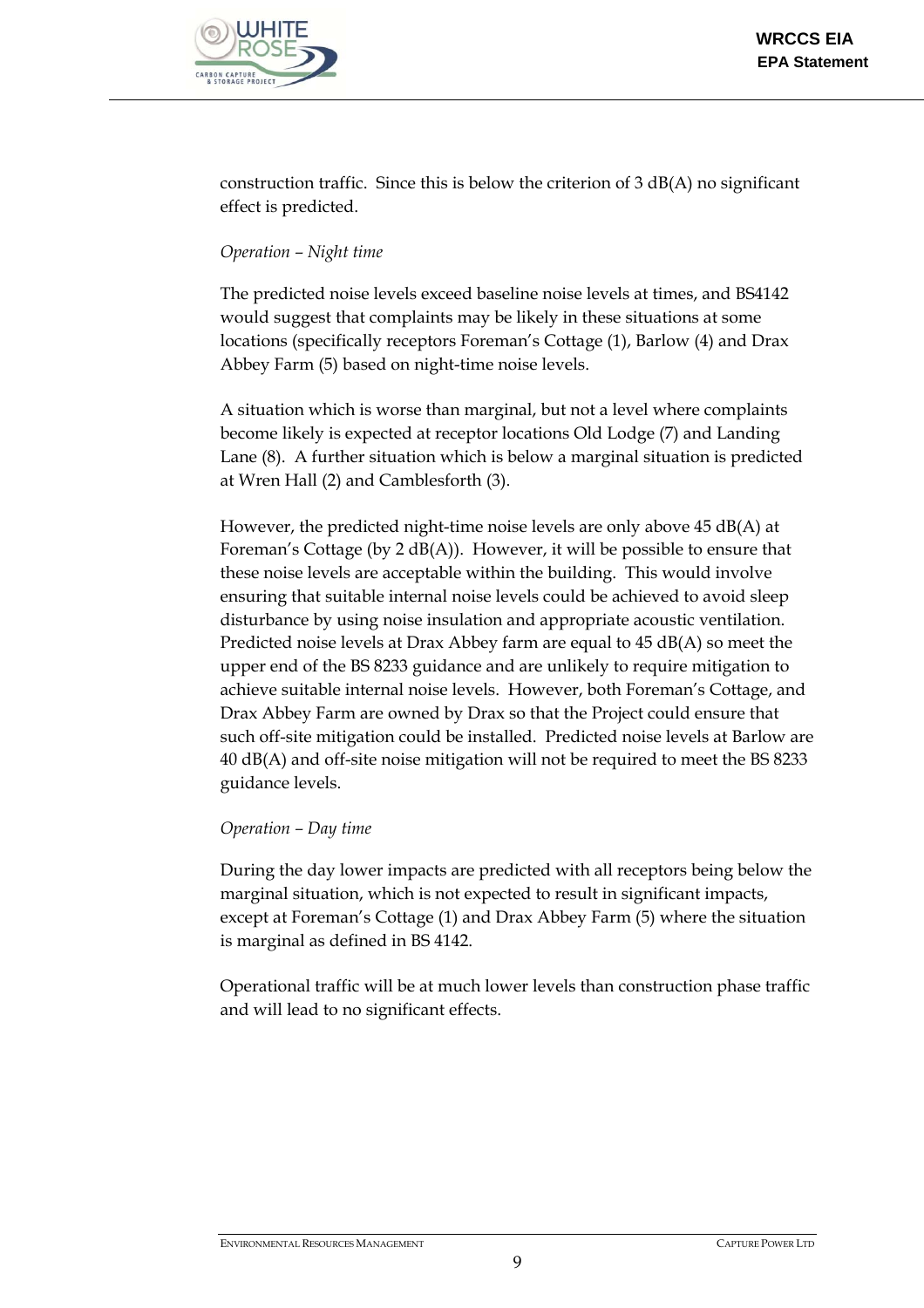construction traffic. Since this is below the criterion of 3 dB(A) no significant effect is predicted.

*Operation – Night time*

The predicted noise levels exceed baseline noise levels at times, and BS4142 would suggest that complaints may be likely in these situations at some locations (specifically receptors Foreman's Cottage (1), Barlow (4) and Drax Abbey Farm (5) based on night-time noise levels.

A situation which is worse than marginal, but not a level where complaints become likely is expected at receptor locations Old Lodge (7) and Landing Lane (8). A further situation which is below a marginal situation is predicted at Wren Hall (2) and Camblesforth (3).

However, the predicted night-time noise levels are only above 45 dB(A) at Foreman's Cottage (by 2 dB(A)). However, it will be possible to ensure that these noise levels are acceptable within the building. This would involve ensuring that suitable internal noise levels could be achieved to avoid sleep disturbance by using noise insulation and appropriate acoustic ventilation. Predicted noise levels at Drax Abbey farm are equal to 45 dB(A) so meet the upper end of the BS 8233 guidance and are unlikely to require mitigation to achieve suitable internal noise levels. However, both Foreman's Cottage, and Drax Abbey Farm are owned by Drax so that the Project could ensure that such off-site mitigation could be installed. Predicted noise levels at Barlow are 40 dB(A) and off-site noise mitigation will not be required to meet the BS 8233 guidance levels.

*Operation – Day time*

During the day lower impacts are predicted with all receptors being below the marginal situation, which is not expected to result in significant impacts, except at Foreman's Cottage (1) and Drax Abbey Farm (5) where the situation is marginal as defined in BS 4142.

Operational traffic will be at much lower levels than construction phase traffic and will lead to no significant effects.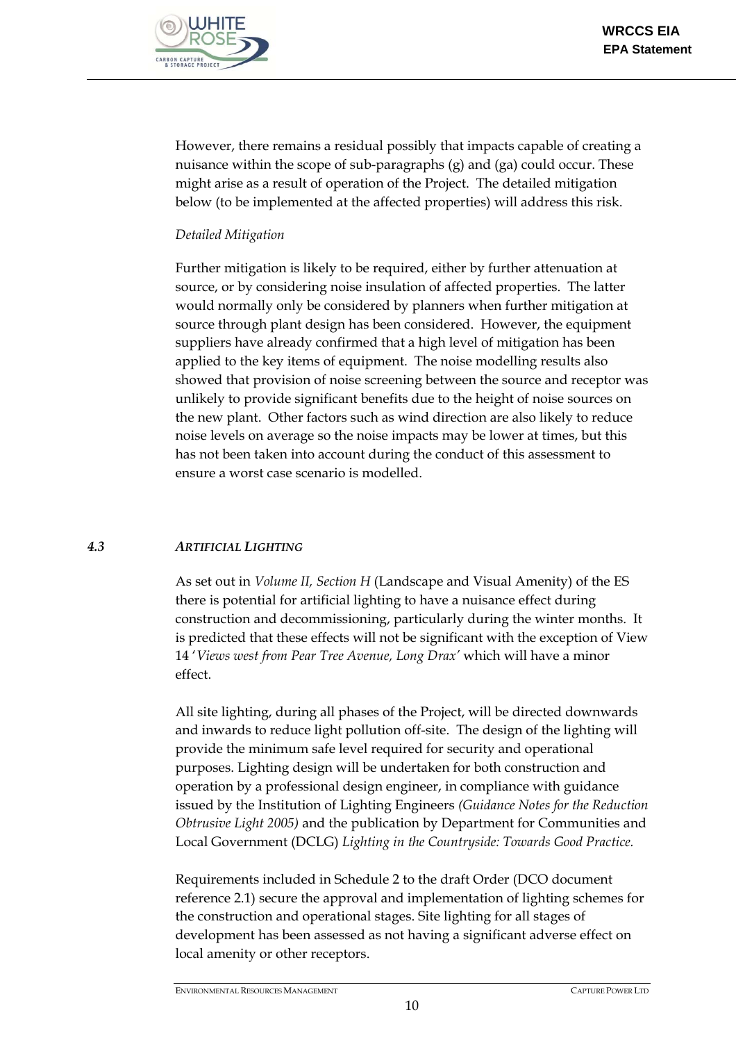However, there remains a residual possibly that impacts capable of creating a nuisance within the scope of sub-paragraphs (g) and (ga) could occur. These might arise as a result of operation of the Project. The detailed mitigation below (to be implemented at the affected properties) will address this risk.

*Detailed Mitigation*

Further mitigation is likely to be required, either by further attenuation at source, or by considering noise insulation of affected properties. The latter would normally only be considered by planners when further mitigation at source through plant design has been considered. However, the equipment suppliers have already confirmed that a high level of mitigation has been applied to the key items of equipment. The noise modelling results also showed that provision of noise screening between the source and receptor was unlikely to provide significant benefits due to the height of noise sources on the new plant. Other factors such as wind direction are also likely to reduce noise levels on average so the noise impacts may be lower at times, but this has not been taken into account during the conduct of this assessment to ensure a worst case scenario is modelled.

### 4.3 *ARTIFICIAL LIGHTING*

As set out in *Volume II, Section H* (Landscape and Visual Amenity) of the ES there is potential for artificial lighting to have a nuisance effect during construction and decommissioning, particularly during the winter months. It is predicted that these effects will not be significant with the exception of View 14 '*Views west from Pear Tree Avenue, Long Drax'* which will have a minor effect.

All site lighting, during all phases of the Project, will be directed downwards and inwards to reduce light pollution off-site. The design of the lighting will provide the minimum safe level required for security and operational purposes. Lighting design will be undertaken for both construction and operation by a professional design engineer, in compliance with guidance issued by the Institution of Lighting Engineers *(Guidance Notes for the Reduction Obtrusive Light 2005)* and the publication by Department for Communities and Local Government (DCLG) *Lighting in the Countryside: Towards Good Practice.*

Requirements included in Schedule 2 to the draft Order (DCO document reference 2.1) secure the approval and implementation of lighting schemes for the construction and operational stages. Site lighting for all stages of development has been assessed as not having a significant adverse effect on local amenity or other receptors.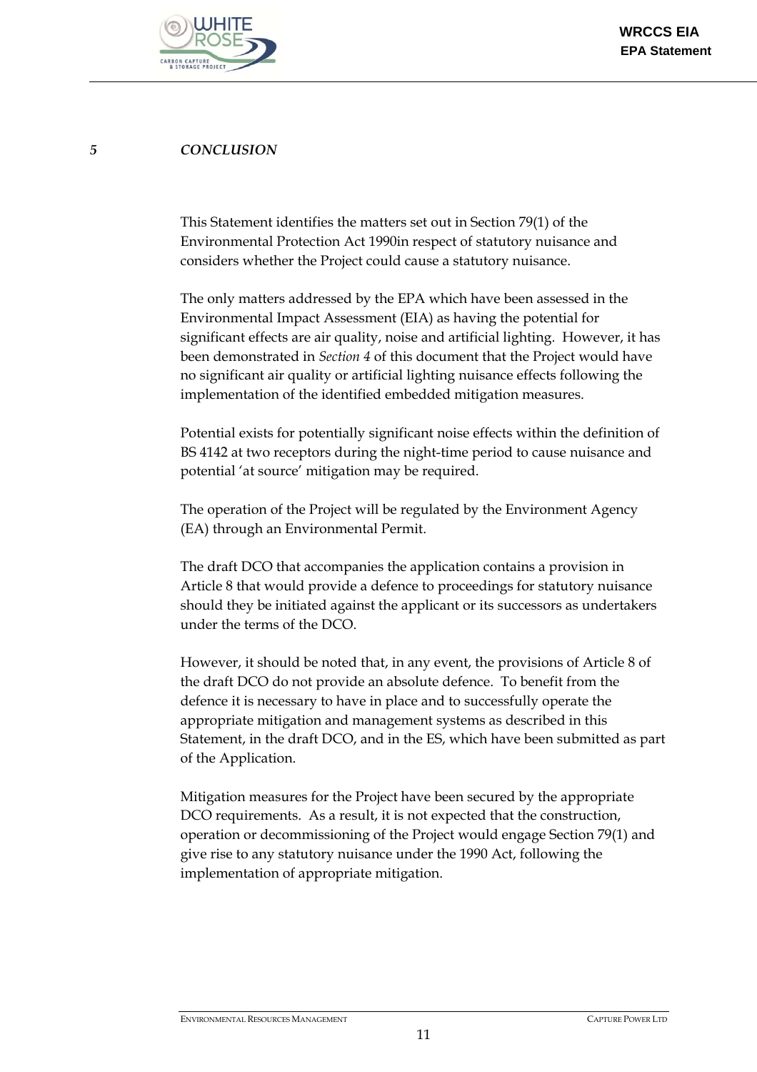# 5 *CONCLUSION*

This Statement identifies the matters set out in Section 79(1) of the Environmental Protection Act 1990in respect of statutory nuisance and considers whether the Project could cause a statutory nuisance.

The only matters addressed by the EPA which have been assessed in the Environmental Impact Assessment (EIA) as having the potential for significant effects are air quality, noise and artificial lighting. However, it has been demonstrated in *Section 4* of this document that the Project would have no significant air quality or artificial lighting nuisance effects following the implementation of the identified embedded mitigation measures.

Potential exists for potentially significant noise effects within the definition of BS 4142 at two receptors during the night-time period to cause nuisance and potential 'at source' mitigation may be required.

The operation of the Project will be regulated by the Environment Agency (EA) through an Environmental Permit.

The draft DCO that accompanies the application contains a provision in Article 8 that would provide a defence to proceedings for statutory nuisance should they be initiated against the applicant or its successors as undertakers under the terms of the DCO.

However, it should be noted that, in any event, the provisions of Article 8 of the draft DCO do not provide an absolute defence. To benefit from the defence it is necessary to have in place and to successfully operate the appropriate mitigation and management systems as described in this Statement, in the draft DCO, and in the ES, which have been submitted as part of the Application.

Mitigation measures for the Project have been secured by the appropriate DCO requirements. As a result, it is not expected that the construction, operation or decommissioning of the Project would engage Section 79(1) and give rise to any statutory nuisance under the 1990 Act, following the implementation of appropriate mitigation.